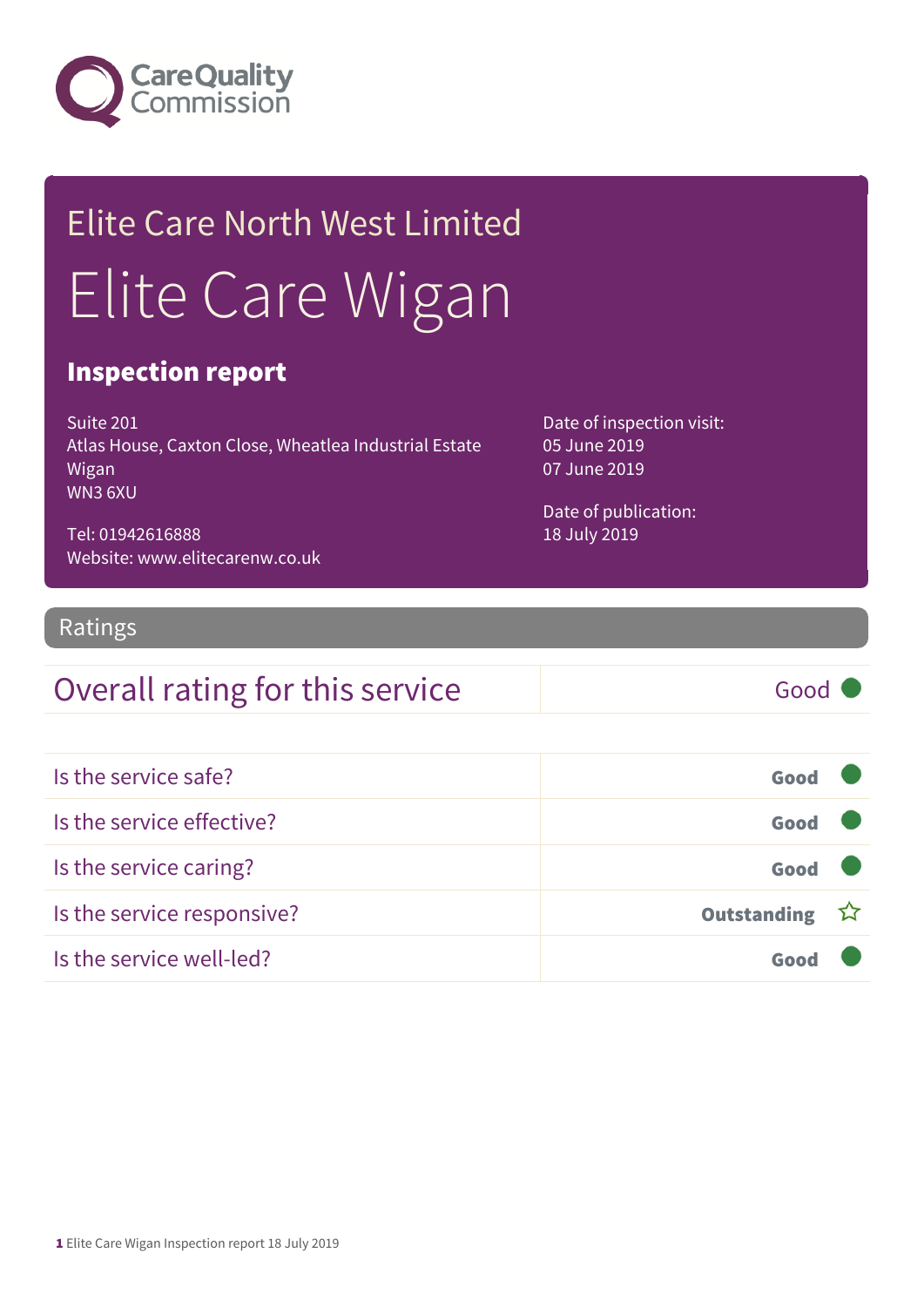Care Quality Commission

# Elite Care North West Limited

# Elite Care Wigan

## Inspection report

Suite 201
Atlas House, Caxton Close, Wheatlea Industrial Estate
Wigan
WN3 6XU

Tel: 01942616888
Website: www.elitecarenw.co.uk

Date of inspection visit:
05 June 2019
07 June 2019

Date of publication:
18 July 2019

## Ratings

| Overall rating for this service | Good |
|---|---|

| | |
|---|---|
| Is the service safe? | Good |
| Is the service effective? | Good |
| Is the service caring? | Good |
| Is the service responsive? | Outstanding ☆ |
| Is the service well-led? | Good |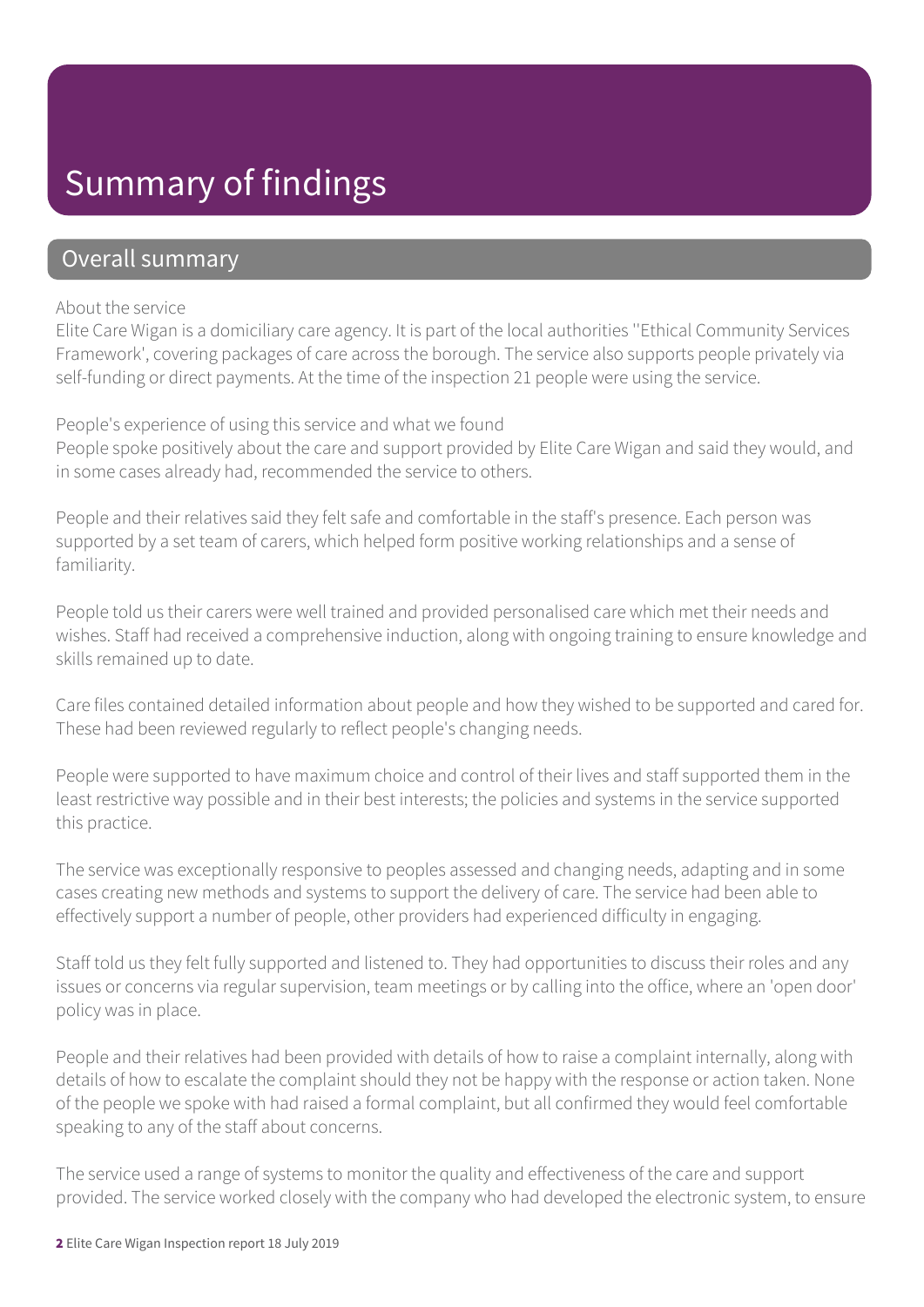# Summary of findings

## Overall summary

About the service

Elite Care Wigan is a domiciliary care agency. It is part of the local authorities ''Ethical Community Services Framework', covering packages of care across the borough. The service also supports people privately via self-funding or direct payments. At the time of the inspection 21 people were using the service.

People's experience of using this service and what we found

People spoke positively about the care and support provided by Elite Care Wigan and said they would, and in some cases already had, recommended the service to others.

People and their relatives said they felt safe and comfortable in the staff's presence. Each person was supported by a set team of carers, which helped form positive working relationships and a sense of familiarity.

People told us their carers were well trained and provided personalised care which met their needs and wishes. Staff had received a comprehensive induction, along with ongoing training to ensure knowledge and skills remained up to date.

Care files contained detailed information about people and how they wished to be supported and cared for. These had been reviewed regularly to reflect people's changing needs.

People were supported to have maximum choice and control of their lives and staff supported them in the least restrictive way possible and in their best interests; the policies and systems in the service supported this practice.

The service was exceptionally responsive to peoples assessed and changing needs, adapting and in some cases creating new methods and systems to support the delivery of care. The service had been able to effectively support a number of people, other providers had experienced difficulty in engaging.

Staff told us they felt fully supported and listened to. They had opportunities to discuss their roles and any issues or concerns via regular supervision, team meetings or by calling into the office, where an 'open door' policy was in place.

People and their relatives had been provided with details of how to raise a complaint internally, along with details of how to escalate the complaint should they not be happy with the response or action taken. None of the people we spoke with had raised a formal complaint, but all confirmed they would feel comfortable speaking to any of the staff about concerns.

The service used a range of systems to monitor the quality and effectiveness of the care and support provided. The service worked closely with the company who had developed the electronic system, to ensure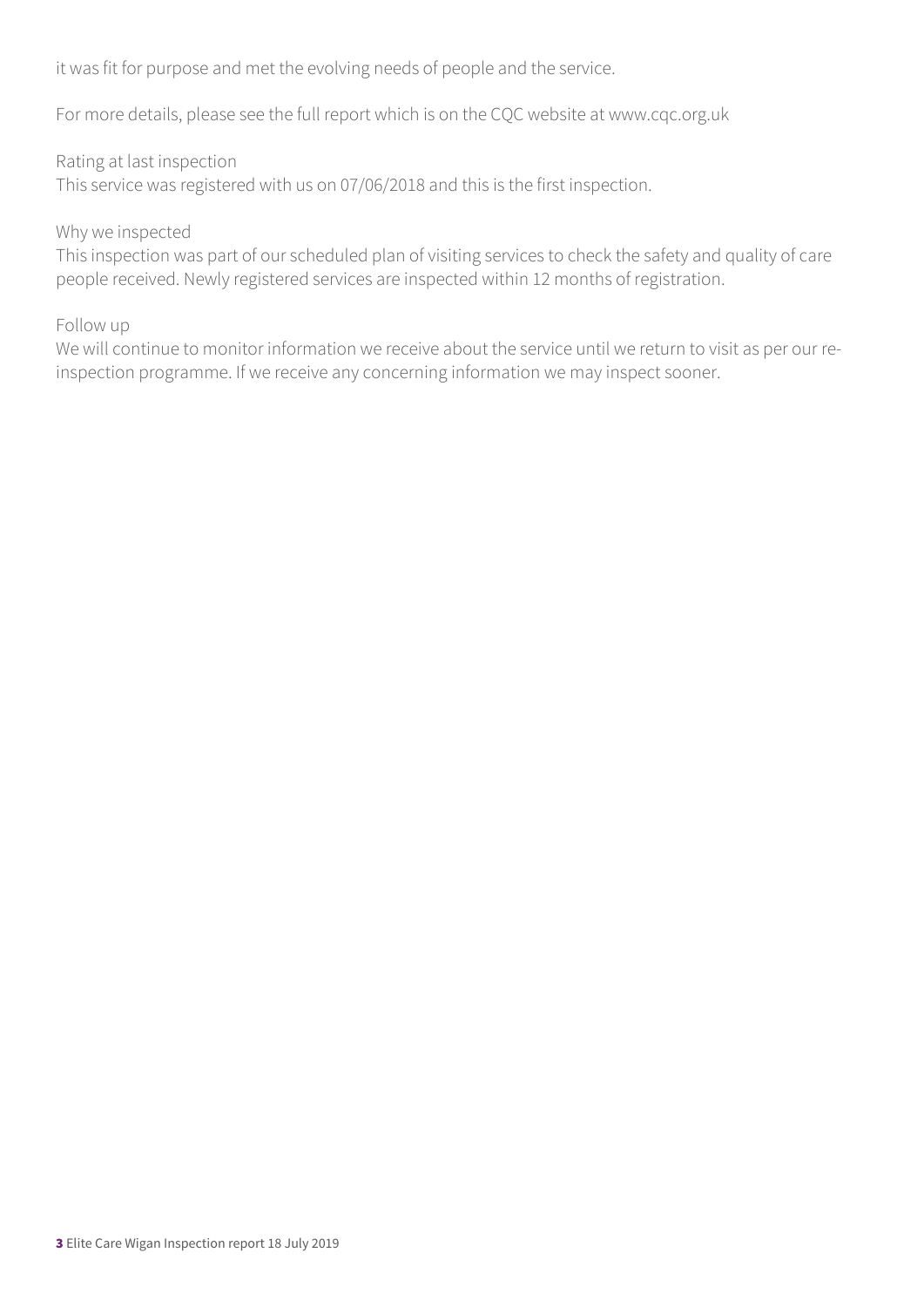it was fit for purpose and met the evolving needs of people and the service.

For more details, please see the full report which is on the CQC website at www.cqc.org.uk

Rating at last inspection

This service was registered with us on 07/06/2018 and this is the first inspection.

Why we inspected

This inspection was part of our scheduled plan of visiting services to check the safety and quality of care people received. Newly registered services are inspected within 12 months of registration.

Follow up

We will continue to monitor information we receive about the service until we return to visit as per our re-inspection programme. If we receive any concerning information we may inspect sooner.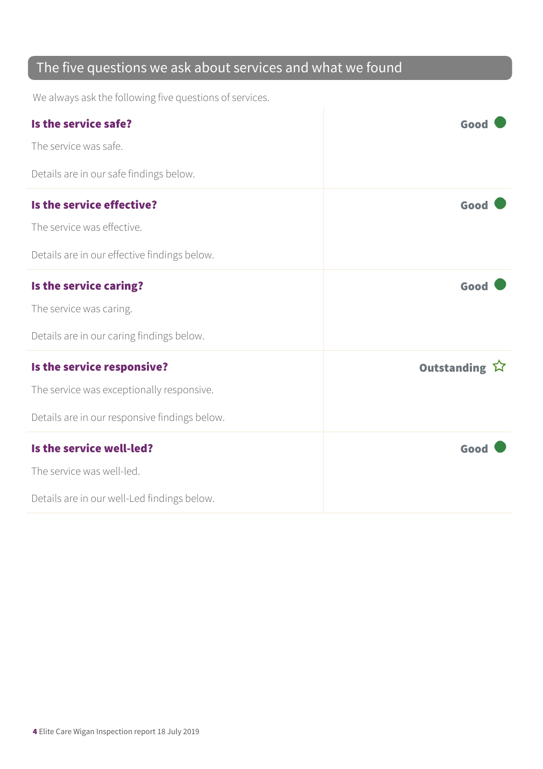## The five questions we ask about services and what we found

We always ask the following five questions of services.

| | |
|---|---|
| **Is the service safe?**<br><br>The service was safe.<br><br>Details are in our safe findings below. | **Good** |
| **Is the service effective?**<br><br>The service was effective.<br><br>Details are in our effective findings below. | **Good** |
| **Is the service caring?**<br><br>The service was caring.<br><br>Details are in our caring findings below. | **Good** |
| **Is the service responsive?**<br><br>The service was exceptionally responsive.<br><br>Details are in our responsive findings below. | **Outstanding** ☆ |
| **Is the service well-led?**<br><br>The service was well-led.<br><br>Details are in our well-Led findings below. | **Good** |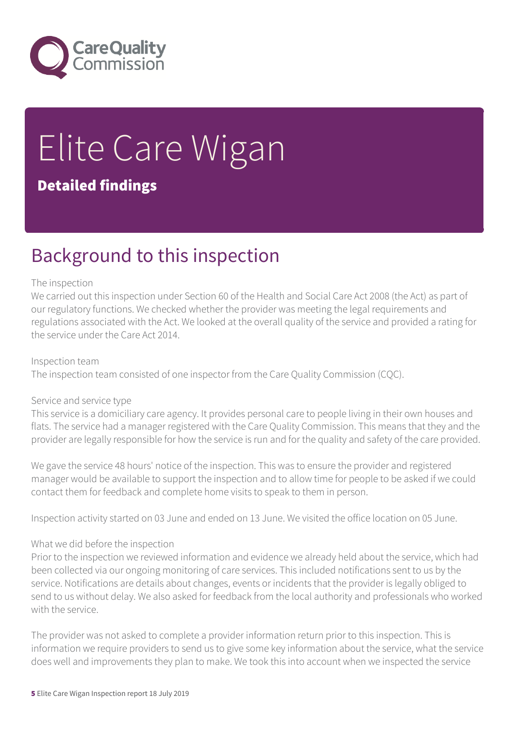# Elite Care Wigan

## Detailed findings

## Background to this inspection

The inspection

We carried out this inspection under Section 60 of the Health and Social Care Act 2008 (the Act) as part of our regulatory functions. We checked whether the provider was meeting the legal requirements and regulations associated with the Act. We looked at the overall quality of the service and provided a rating for the service under the Care Act 2014.

Inspection team

The inspection team consisted of one inspector from the Care Quality Commission (CQC).

Service and service type

This service is a domiciliary care agency. It provides personal care to people living in their own houses and flats. The service had a manager registered with the Care Quality Commission. This means that they and the provider are legally responsible for how the service is run and for the quality and safety of the care provided.

We gave the service 48 hours' notice of the inspection. This was to ensure the provider and registered manager would be available to support the inspection and to allow time for people to be asked if we could contact them for feedback and complete home visits to speak to them in person.

Inspection activity started on 03 June and ended on 13 June. We visited the office location on 05 June.

What we did before the inspection

Prior to the inspection we reviewed information and evidence we already held about the service, which had been collected via our ongoing monitoring of care services. This included notifications sent to us by the service. Notifications are details about changes, events or incidents that the provider is legally obliged to send to us without delay. We also asked for feedback from the local authority and professionals who worked with the service.

The provider was not asked to complete a provider information return prior to this inspection. This is information we require providers to send us to give some key information about the service, what the service does well and improvements they plan to make. We took this into account when we inspected the service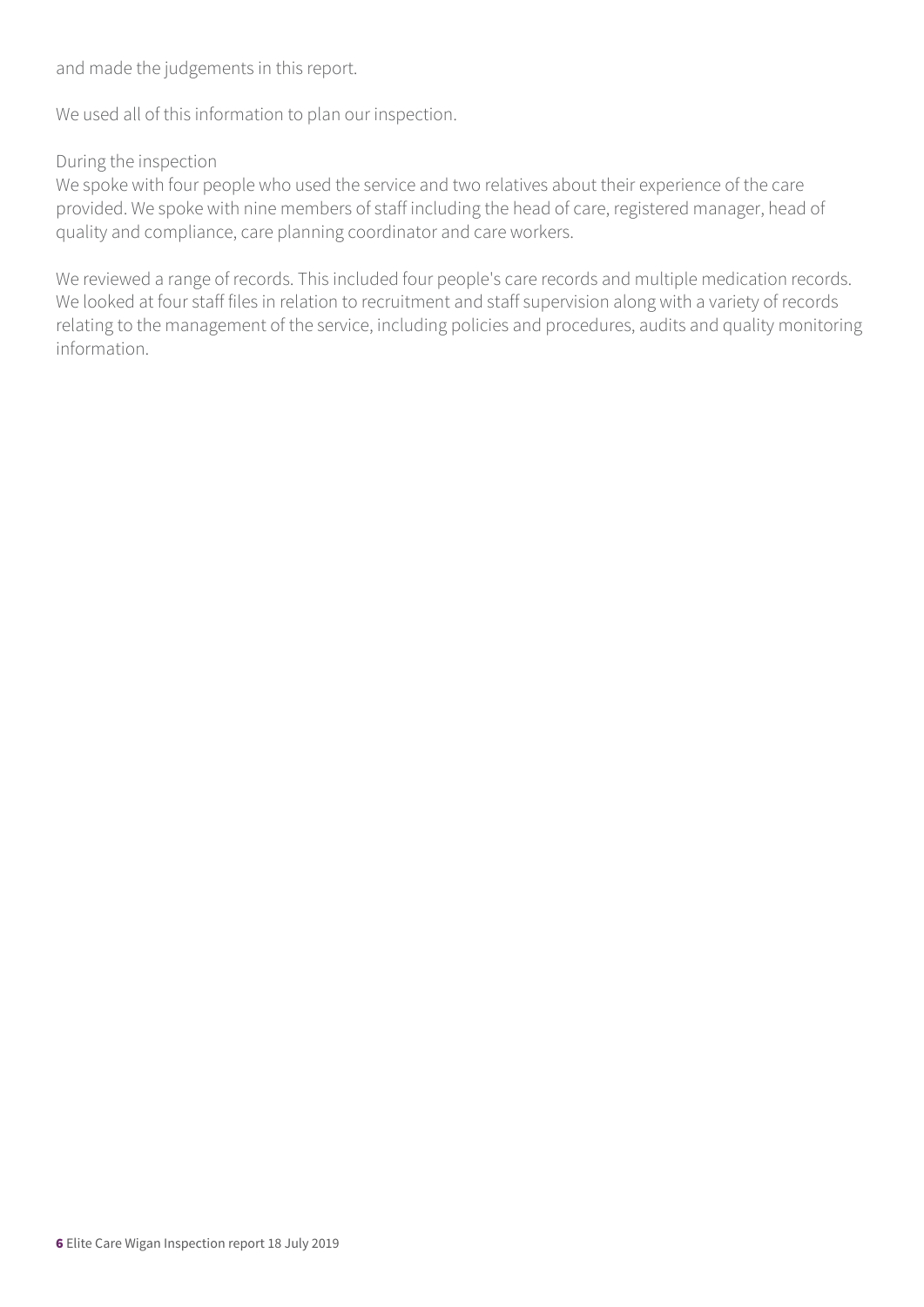and made the judgements in this report.

We used all of this information to plan our inspection.

During the inspection
We spoke with four people who used the service and two relatives about their experience of the care provided. We spoke with nine members of staff including the head of care, registered manager, head of quality and compliance, care planning coordinator and care workers.

We reviewed a range of records. This included four people's care records and multiple medication records. We looked at four staff files in relation to recruitment and staff supervision along with a variety of records relating to the management of the service, including policies and procedures, audits and quality monitoring information.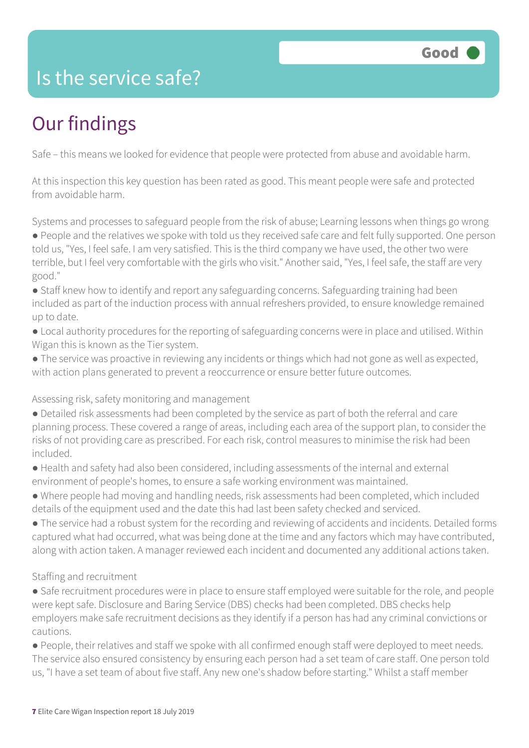# Is the service safe?

Good

## Our findings

Safe – this means we looked for evidence that people were protected from abuse and avoidable harm.

At this inspection this key question has been rated as good. This meant people were safe and protected from avoidable harm.

Systems and processes to safeguard people from the risk of abuse; Learning lessons when things go wrong

- People and the relatives we spoke with told us they received safe care and felt fully supported. One person told us, "Yes, I feel safe. I am very satisfied. This is the third company we have used, the other two were terrible, but I feel very comfortable with the girls who visit." Another said, "Yes, I feel safe, the staff are very good."
- Staff knew how to identify and report any safeguarding concerns. Safeguarding training had been included as part of the induction process with annual refreshers provided, to ensure knowledge remained up to date.
- Local authority procedures for the reporting of safeguarding concerns were in place and utilised. Within Wigan this is known as the Tier system.
- The service was proactive in reviewing any incidents or things which had not gone as well as expected, with action plans generated to prevent a reoccurrence or ensure better future outcomes.

Assessing risk, safety monitoring and management

- Detailed risk assessments had been completed by the service as part of both the referral and care planning process. These covered a range of areas, including each area of the support plan, to consider the risks of not providing care as prescribed. For each risk, control measures to minimise the risk had been included.
- Health and safety had also been considered, including assessments of the internal and external environment of people's homes, to ensure a safe working environment was maintained.
- Where people had moving and handling needs, risk assessments had been completed, which included details of the equipment used and the date this had last been safety checked and serviced.
- The service had a robust system for the recording and reviewing of accidents and incidents. Detailed forms captured what had occurred, what was being done at the time and any factors which may have contributed, along with action taken. A manager reviewed each incident and documented any additional actions taken.

Staffing and recruitment

- Safe recruitment procedures were in place to ensure staff employed were suitable for the role, and people were kept safe. Disclosure and Baring Service (DBS) checks had been completed. DBS checks help employers make safe recruitment decisions as they identify if a person has had any criminal convictions or cautions.
- People, their relatives and staff we spoke with all confirmed enough staff were deployed to meet needs. The service also ensured consistency by ensuring each person had a set team of care staff. One person told us, "I have a set team of about five staff. Any new one's shadow before starting." Whilst a staff member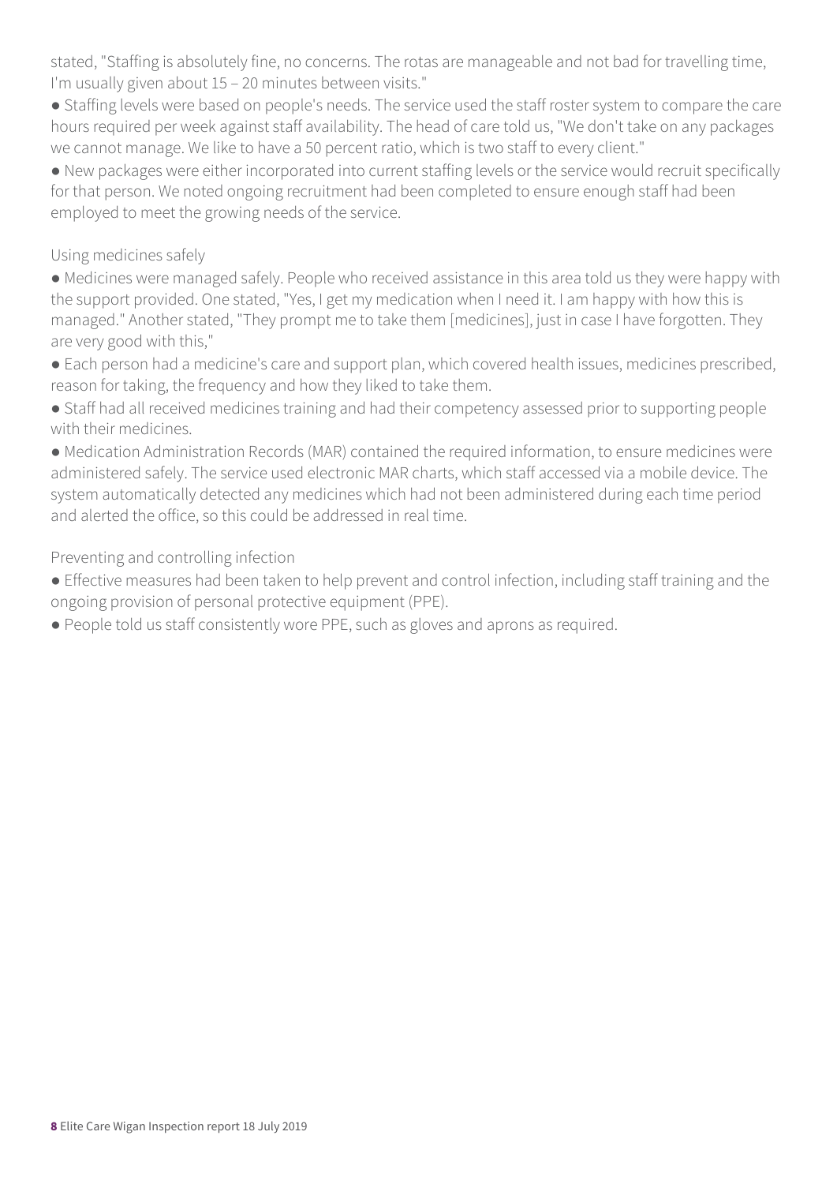stated, "Staffing is absolutely fine, no concerns. The rotas are manageable and not bad for travelling time, I'm usually given about 15 – 20 minutes between visits."

- Staffing levels were based on people's needs. The service used the staff roster system to compare the care hours required per week against staff availability. The head of care told us, "We don't take on any packages we cannot manage. We like to have a 50 percent ratio, which is two staff to every client."
- New packages were either incorporated into current staffing levels or the service would recruit specifically for that person. We noted ongoing recruitment had been completed to ensure enough staff had been employed to meet the growing needs of the service.

Using medicines safely

- Medicines were managed safely. People who received assistance in this area told us they were happy with the support provided. One stated, "Yes, I get my medication when I need it. I am happy with how this is managed." Another stated, "They prompt me to take them [medicines], just in case I have forgotten. They are very good with this,"
- Each person had a medicine's care and support plan, which covered health issues, medicines prescribed, reason for taking, the frequency and how they liked to take them.
- Staff had all received medicines training and had their competency assessed prior to supporting people with their medicines.
- Medication Administration Records (MAR) contained the required information, to ensure medicines were administered safely. The service used electronic MAR charts, which staff accessed via a mobile device. The system automatically detected any medicines which had not been administered during each time period and alerted the office, so this could be addressed in real time.

Preventing and controlling infection

- Effective measures had been taken to help prevent and control infection, including staff training and the ongoing provision of personal protective equipment (PPE).
- People told us staff consistently wore PPE, such as gloves and aprons as required.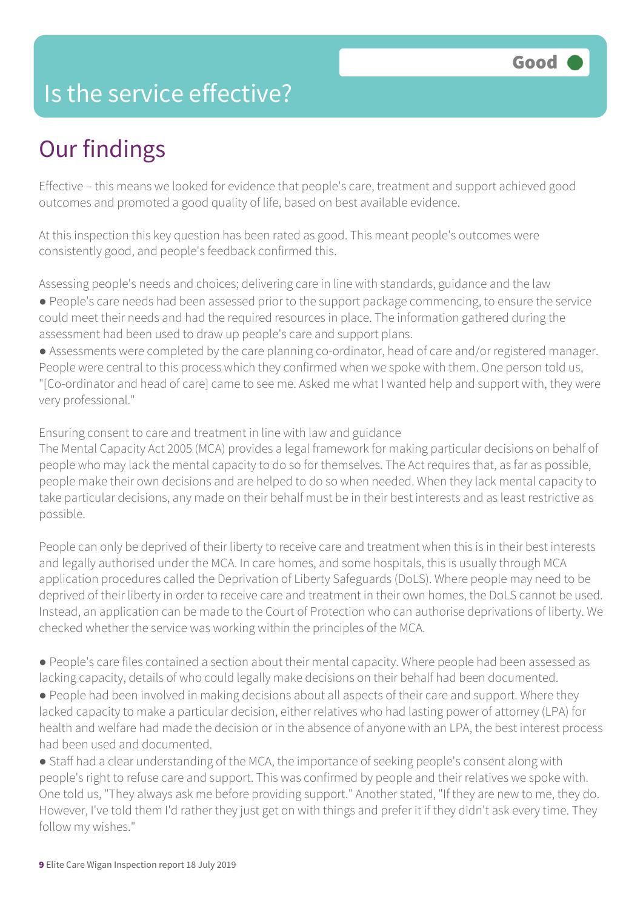# Is the service effective?

**Good**

## Our findings

Effective – this means we looked for evidence that people's care, treatment and support achieved good outcomes and promoted a good quality of life, based on best available evidence.

At this inspection this key question has been rated as good. This meant people's outcomes were consistently good, and people's feedback confirmed this.

Assessing people's needs and choices; delivering care in line with standards, guidance and the law

- People's care needs had been assessed prior to the support package commencing, to ensure the service could meet their needs and had the required resources in place. The information gathered during the assessment had been used to draw up people's care and support plans.
- Assessments were completed by the care planning co-ordinator, head of care and/or registered manager. People were central to this process which they confirmed when we spoke with them. One person told us, "[Co-ordinator and head of care] came to see me. Asked me what I wanted help and support with, they were very professional."

Ensuring consent to care and treatment in line with law and guidance

The Mental Capacity Act 2005 (MCA) provides a legal framework for making particular decisions on behalf of people who may lack the mental capacity to do so for themselves. The Act requires that, as far as possible, people make their own decisions and are helped to do so when needed. When they lack mental capacity to take particular decisions, any made on their behalf must be in their best interests and as least restrictive as possible.

People can only be deprived of their liberty to receive care and treatment when this is in their best interests and legally authorised under the MCA. In care homes, and some hospitals, this is usually through MCA application procedures called the Deprivation of Liberty Safeguards (DoLS). Where people may need to be deprived of their liberty in order to receive care and treatment in their own homes, the DoLS cannot be used. Instead, an application can be made to the Court of Protection who can authorise deprivations of liberty. We checked whether the service was working within the principles of the MCA.

- People's care files contained a section about their mental capacity. Where people had been assessed as lacking capacity, details of who could legally make decisions on their behalf had been documented.
- People had been involved in making decisions about all aspects of their care and support. Where they lacked capacity to make a particular decision, either relatives who had lasting power of attorney (LPA) for health and welfare had made the decision or in the absence of anyone with an LPA, the best interest process had been used and documented.
- Staff had a clear understanding of the MCA, the importance of seeking people's consent along with people's right to refuse care and support. This was confirmed by people and their relatives we spoke with. One told us, "They always ask me before providing support." Another stated, "If they are new to me, they do. However, I've told them I'd rather they just get on with things and prefer it if they didn't ask every time. They follow my wishes."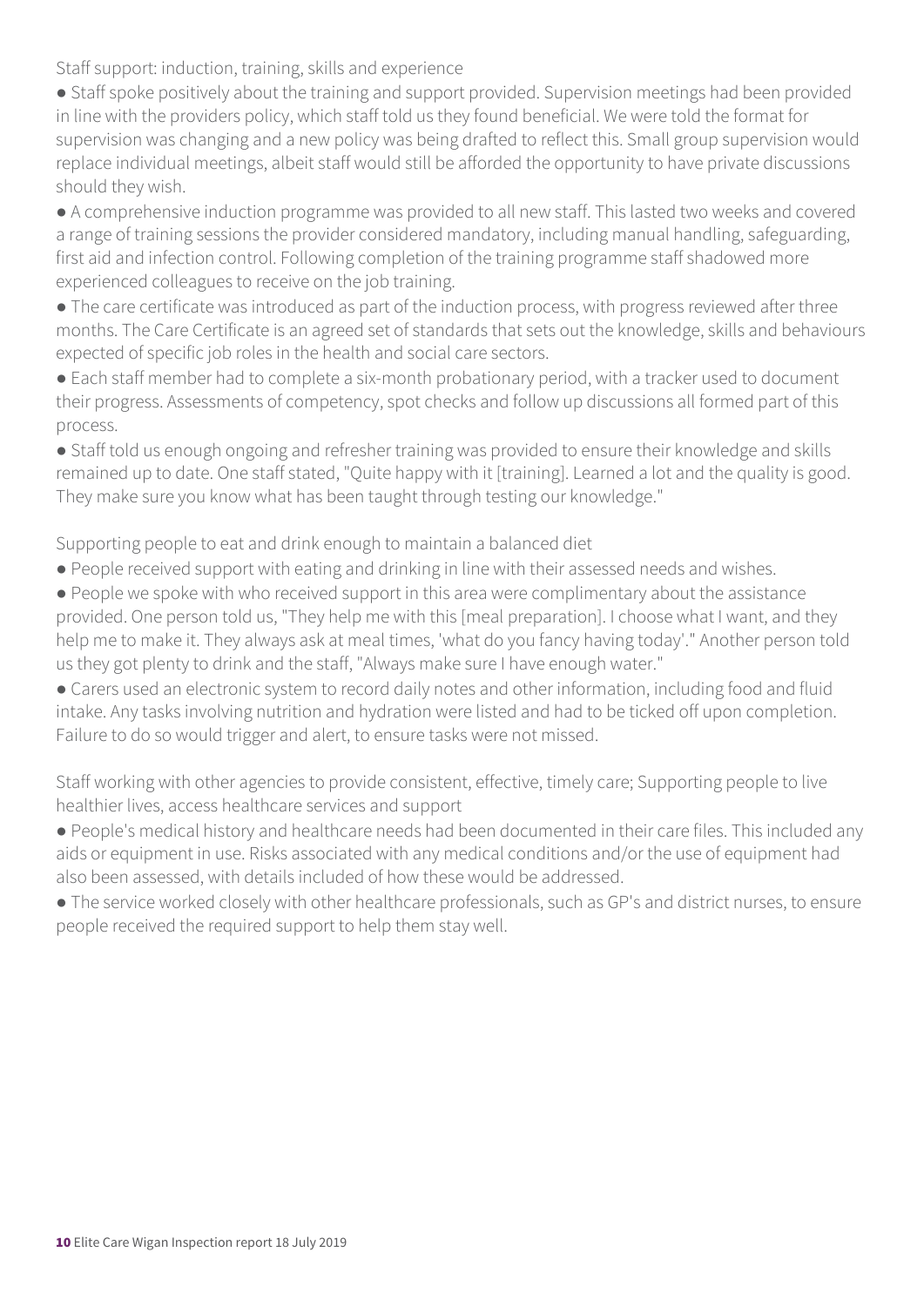Staff support: induction, training, skills and experience

- Staff spoke positively about the training and support provided. Supervision meetings had been provided in line with the providers policy, which staff told us they found beneficial. We were told the format for supervision was changing and a new policy was being drafted to reflect this. Small group supervision would replace individual meetings, albeit staff would still be afforded the opportunity to have private discussions should they wish.
- A comprehensive induction programme was provided to all new staff. This lasted two weeks and covered a range of training sessions the provider considered mandatory, including manual handling, safeguarding, first aid and infection control. Following completion of the training programme staff shadowed more experienced colleagues to receive on the job training.
- The care certificate was introduced as part of the induction process, with progress reviewed after three months. The Care Certificate is an agreed set of standards that sets out the knowledge, skills and behaviours expected of specific job roles in the health and social care sectors.
- Each staff member had to complete a six-month probationary period, with a tracker used to document their progress. Assessments of competency, spot checks and follow up discussions all formed part of this process.
- Staff told us enough ongoing and refresher training was provided to ensure their knowledge and skills remained up to date. One staff stated, "Quite happy with it [training]. Learned a lot and the quality is good. They make sure you know what has been taught through testing our knowledge."

Supporting people to eat and drink enough to maintain a balanced diet

- People received support with eating and drinking in line with their assessed needs and wishes.
- People we spoke with who received support in this area were complimentary about the assistance provided. One person told us, "They help me with this [meal preparation]. I choose what I want, and they help me to make it. They always ask at meal times, 'what do you fancy having today'." Another person told us they got plenty to drink and the staff, "Always make sure I have enough water."
- Carers used an electronic system to record daily notes and other information, including food and fluid intake. Any tasks involving nutrition and hydration were listed and had to be ticked off upon completion. Failure to do so would trigger and alert, to ensure tasks were not missed.

Staff working with other agencies to provide consistent, effective, timely care; Supporting people to live healthier lives, access healthcare services and support

- People's medical history and healthcare needs had been documented in their care files. This included any aids or equipment in use. Risks associated with any medical conditions and/or the use of equipment had also been assessed, with details included of how these would be addressed.
- The service worked closely with other healthcare professionals, such as GP's and district nurses, to ensure people received the required support to help them stay well.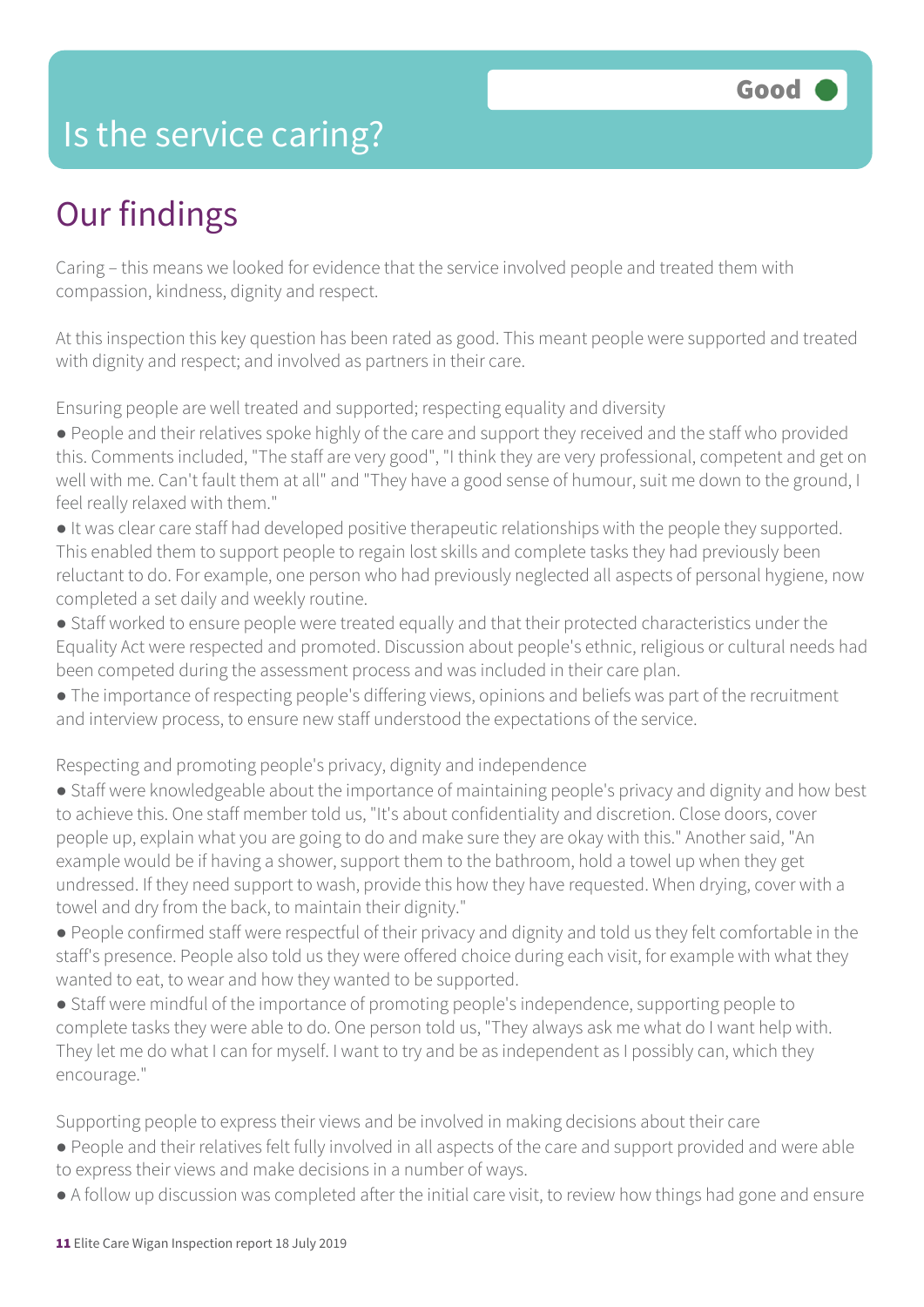# Is the service caring?

**Good**

## Our findings

Caring – this means we looked for evidence that the service involved people and treated them with compassion, kindness, dignity and respect.

At this inspection this key question has been rated as good. This meant people were supported and treated with dignity and respect; and involved as partners in their care.

Ensuring people are well treated and supported; respecting equality and diversity

- People and their relatives spoke highly of the care and support they received and the staff who provided this. Comments included, "The staff are very good", "I think they are very professional, competent and get on well with me. Can't fault them at all" and "They have a good sense of humour, suit me down to the ground, I feel really relaxed with them."
- It was clear care staff had developed positive therapeutic relationships with the people they supported. This enabled them to support people to regain lost skills and complete tasks they had previously been reluctant to do. For example, one person who had previously neglected all aspects of personal hygiene, now completed a set daily and weekly routine.
- Staff worked to ensure people were treated equally and that their protected characteristics under the Equality Act were respected and promoted. Discussion about people's ethnic, religious or cultural needs had been competed during the assessment process and was included in their care plan.
- The importance of respecting people's differing views, opinions and beliefs was part of the recruitment and interview process, to ensure new staff understood the expectations of the service.

Respecting and promoting people's privacy, dignity and independence

- Staff were knowledgeable about the importance of maintaining people's privacy and dignity and how best to achieve this. One staff member told us, "It's about confidentiality and discretion. Close doors, cover people up, explain what you are going to do and make sure they are okay with this." Another said, "An example would be if having a shower, support them to the bathroom, hold a towel up when they get undressed. If they need support to wash, provide this how they have requested. When drying, cover with a towel and dry from the back, to maintain their dignity."
- People confirmed staff were respectful of their privacy and dignity and told us they felt comfortable in the staff's presence. People also told us they were offered choice during each visit, for example with what they wanted to eat, to wear and how they wanted to be supported.
- Staff were mindful of the importance of promoting people's independence, supporting people to complete tasks they were able to do. One person told us, "They always ask me what do I want help with. They let me do what I can for myself. I want to try and be as independent as I possibly can, which they encourage."

Supporting people to express their views and be involved in making decisions about their care

- People and their relatives felt fully involved in all aspects of the care and support provided and were able to express their views and make decisions in a number of ways.
- A follow up discussion was completed after the initial care visit, to review how things had gone and ensure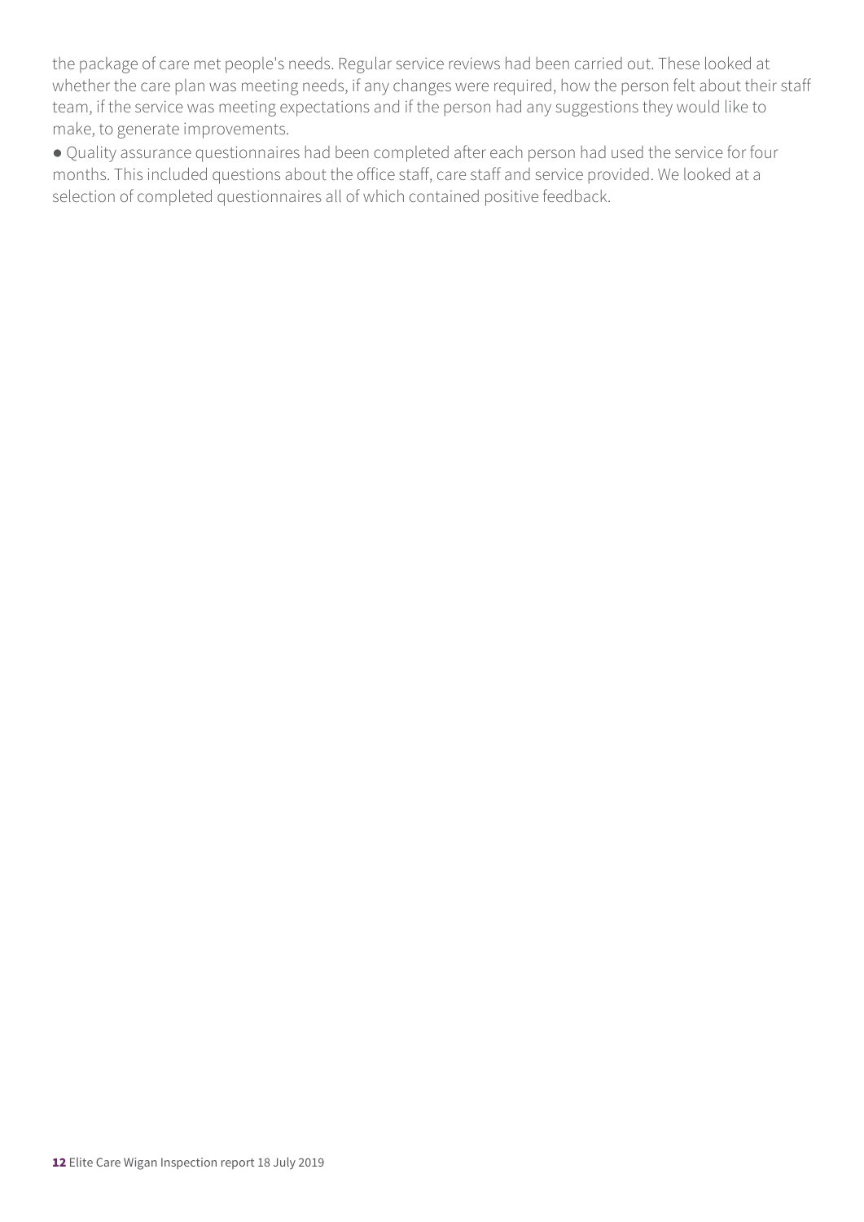the package of care met people's needs. Regular service reviews had been carried out. These looked at whether the care plan was meeting needs, if any changes were required, how the person felt about their staff team, if the service was meeting expectations and if the person had any suggestions they would like to make, to generate improvements.

- Quality assurance questionnaires had been completed after each person had used the service for four months. This included questions about the office staff, care staff and service provided. We looked at a selection of completed questionnaires all of which contained positive feedback.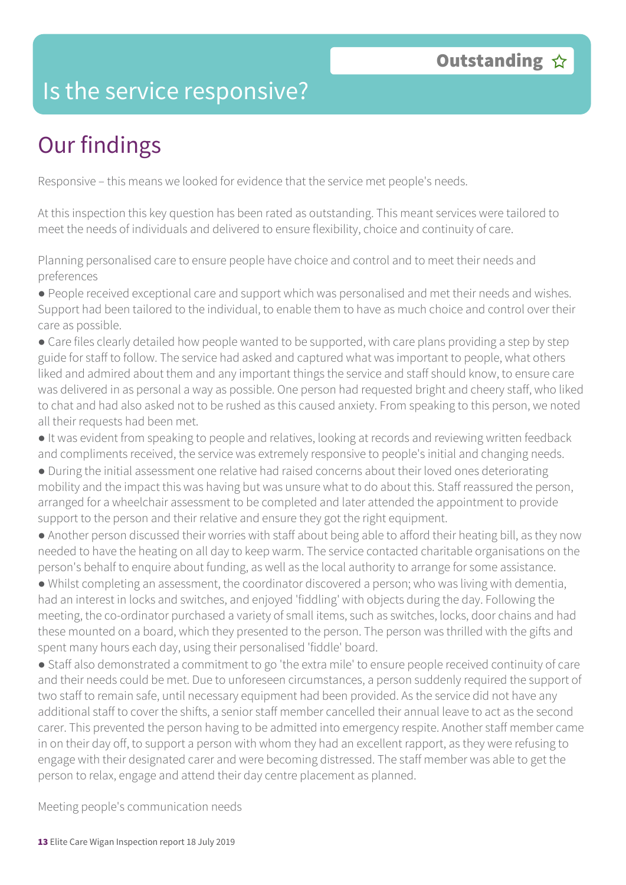# Is the service responsive?

**Outstanding ☆**

## Our findings

Responsive – this means we looked for evidence that the service met people's needs.

At this inspection this key question has been rated as outstanding. This meant services were tailored to meet the needs of individuals and delivered to ensure flexibility, choice and continuity of care.

Planning personalised care to ensure people have choice and control and to meet their needs and preferences

- People received exceptional care and support which was personalised and met their needs and wishes. Support had been tailored to the individual, to enable them to have as much choice and control over their care as possible.
- Care files clearly detailed how people wanted to be supported, with care plans providing a step by step guide for staff to follow. The service had asked and captured what was important to people, what others liked and admired about them and any important things the service and staff should know, to ensure care was delivered in as personal a way as possible. One person had requested bright and cheery staff, who liked to chat and had also asked not to be rushed as this caused anxiety. From speaking to this person, we noted all their requests had been met.
- It was evident from speaking to people and relatives, looking at records and reviewing written feedback and compliments received, the service was extremely responsive to people's initial and changing needs.
- During the initial assessment one relative had raised concerns about their loved ones deteriorating mobility and the impact this was having but was unsure what to do about this. Staff reassured the person, arranged for a wheelchair assessment to be completed and later attended the appointment to provide support to the person and their relative and ensure they got the right equipment.
- Another person discussed their worries with staff about being able to afford their heating bill, as they now needed to have the heating on all day to keep warm. The service contacted charitable organisations on the person's behalf to enquire about funding, as well as the local authority to arrange for some assistance.
- Whilst completing an assessment, the coordinator discovered a person; who was living with dementia, had an interest in locks and switches, and enjoyed 'fiddling' with objects during the day. Following the meeting, the co-ordinator purchased a variety of small items, such as switches, locks, door chains and had these mounted on a board, which they presented to the person. The person was thrilled with the gifts and spent many hours each day, using their personalised 'fiddle' board.
- Staff also demonstrated a commitment to go 'the extra mile' to ensure people received continuity of care and their needs could be met. Due to unforeseen circumstances, a person suddenly required the support of two staff to remain safe, until necessary equipment had been provided. As the service did not have any additional staff to cover the shifts, a senior staff member cancelled their annual leave to act as the second carer. This prevented the person having to be admitted into emergency respite. Another staff member came in on their day off, to support a person with whom they had an excellent rapport, as they were refusing to engage with their designated carer and were becoming distressed. The staff member was able to get the person to relax, engage and attend their day centre placement as planned.

Meeting people's communication needs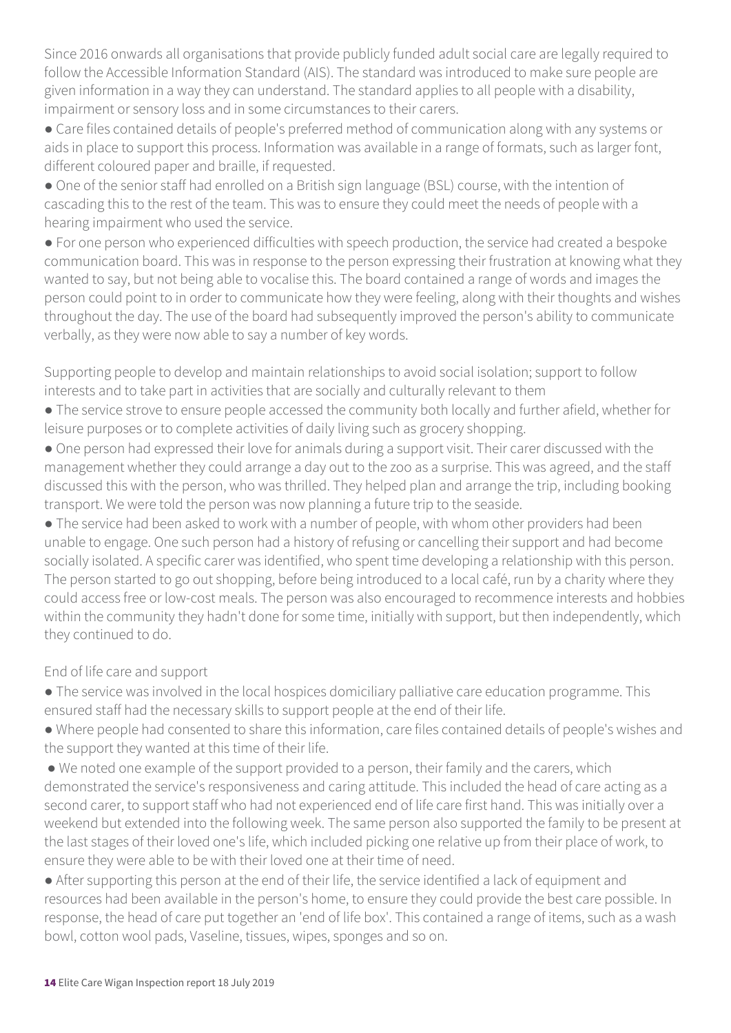Since 2016 onwards all organisations that provide publicly funded adult social care are legally required to follow the Accessible Information Standard (AIS). The standard was introduced to make sure people are given information in a way they can understand. The standard applies to all people with a disability, impairment or sensory loss and in some circumstances to their carers.

- Care files contained details of people's preferred method of communication along with any systems or aids in place to support this process. Information was available in a range of formats, such as larger font, different coloured paper and braille, if requested.
- One of the senior staff had enrolled on a British sign language (BSL) course, with the intention of cascading this to the rest of the team. This was to ensure they could meet the needs of people with a hearing impairment who used the service.
- For one person who experienced difficulties with speech production, the service had created a bespoke communication board. This was in response to the person expressing their frustration at knowing what they wanted to say, but not being able to vocalise this. The board contained a range of words and images the person could point to in order to communicate how they were feeling, along with their thoughts and wishes throughout the day. The use of the board had subsequently improved the person's ability to communicate verbally, as they were now able to say a number of key words.

Supporting people to develop and maintain relationships to avoid social isolation; support to follow interests and to take part in activities that are socially and culturally relevant to them

- The service strove to ensure people accessed the community both locally and further afield, whether for leisure purposes or to complete activities of daily living such as grocery shopping.
- One person had expressed their love for animals during a support visit. Their carer discussed with the management whether they could arrange a day out to the zoo as a surprise. This was agreed, and the staff discussed this with the person, who was thrilled. They helped plan and arrange the trip, including booking transport. We were told the person was now planning a future trip to the seaside.
- The service had been asked to work with a number of people, with whom other providers had been unable to engage. One such person had a history of refusing or cancelling their support and had become socially isolated. A specific carer was identified, who spent time developing a relationship with this person. The person started to go out shopping, before being introduced to a local café, run by a charity where they could access free or low-cost meals. The person was also encouraged to recommence interests and hobbies within the community they hadn't done for some time, initially with support, but then independently, which they continued to do.

End of life care and support

- The service was involved in the local hospices domiciliary palliative care education programme. This ensured staff had the necessary skills to support people at the end of their life.
- Where people had consented to share this information, care files contained details of people's wishes and the support they wanted at this time of their life.
- We noted one example of the support provided to a person, their family and the carers, which demonstrated the service's responsiveness and caring attitude. This included the head of care acting as a second carer, to support staff who had not experienced end of life care first hand. This was initially over a weekend but extended into the following week. The same person also supported the family to be present at the last stages of their loved one's life, which included picking one relative up from their place of work, to ensure they were able to be with their loved one at their time of need.
- After supporting this person at the end of their life, the service identified a lack of equipment and resources had been available in the person's home, to ensure they could provide the best care possible. In response, the head of care put together an 'end of life box'. This contained a range of items, such as a wash bowl, cotton wool pads, Vaseline, tissues, wipes, sponges and so on.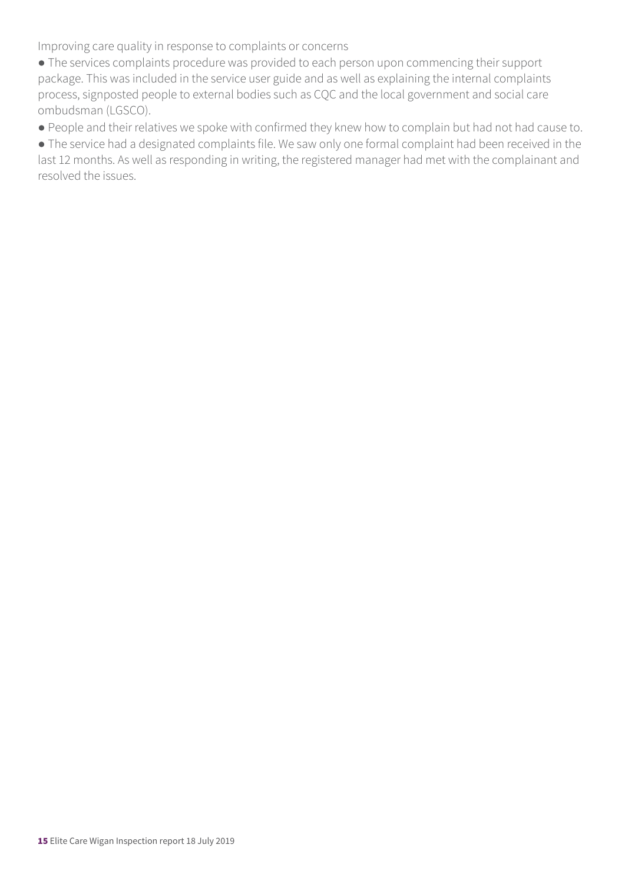Improving care quality in response to complaints or concerns

- The services complaints procedure was provided to each person upon commencing their support package. This was included in the service user guide and as well as explaining the internal complaints process, signposted people to external bodies such as CQC and the local government and social care ombudsman (LGSCO).
- People and their relatives we spoke with confirmed they knew how to complain but had not had cause to.
- The service had a designated complaints file. We saw only one formal complaint had been received in the last 12 months. As well as responding in writing, the registered manager had met with the complainant and resolved the issues.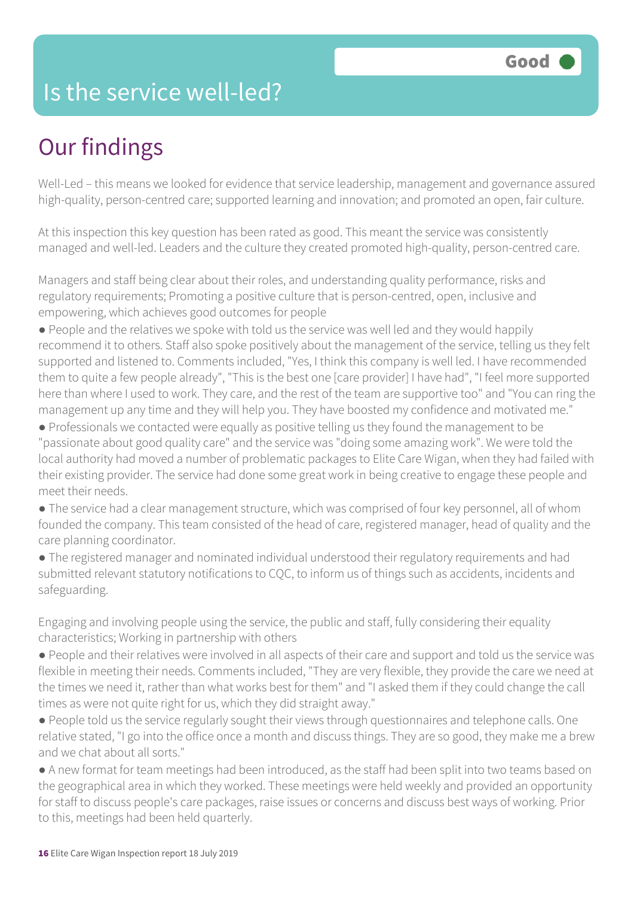# Is the service well-led?

**Good**

## Our findings

Well-Led – this means we looked for evidence that service leadership, management and governance assured high-quality, person-centred care; supported learning and innovation; and promoted an open, fair culture.

At this inspection this key question has been rated as good. This meant the service was consistently managed and well-led. Leaders and the culture they created promoted high-quality, person-centred care.

Managers and staff being clear about their roles, and understanding quality performance, risks and regulatory requirements; Promoting a positive culture that is person-centred, open, inclusive and empowering, which achieves good outcomes for people

- People and the relatives we spoke with told us the service was well led and they would happily recommend it to others. Staff also spoke positively about the management of the service, telling us they felt supported and listened to. Comments included, "Yes, I think this company is well led. I have recommended them to quite a few people already", "This is the best one [care provider] I have had", "I feel more supported here than where I used to work. They care, and the rest of the team are supportive too" and "You can ring the management up any time and they will help you. They have boosted my confidence and motivated me."
- Professionals we contacted were equally as positive telling us they found the management to be "passionate about good quality care" and the service was "doing some amazing work". We were told the local authority had moved a number of problematic packages to Elite Care Wigan, when they had failed with their existing provider. The service had done some great work in being creative to engage these people and meet their needs.
- The service had a clear management structure, which was comprised of four key personnel, all of whom founded the company. This team consisted of the head of care, registered manager, head of quality and the care planning coordinator.
- The registered manager and nominated individual understood their regulatory requirements and had submitted relevant statutory notifications to CQC, to inform us of things such as accidents, incidents and safeguarding.

Engaging and involving people using the service, the public and staff, fully considering their equality characteristics; Working in partnership with others

- People and their relatives were involved in all aspects of their care and support and told us the service was flexible in meeting their needs. Comments included, "They are very flexible, they provide the care we need at the times we need it, rather than what works best for them" and "I asked them if they could change the call times as were not quite right for us, which they did straight away."
- People told us the service regularly sought their views through questionnaires and telephone calls. One relative stated, "I go into the office once a month and discuss things. They are so good, they make me a brew and we chat about all sorts."
- A new format for team meetings had been introduced, as the staff had been split into two teams based on the geographical area in which they worked. These meetings were held weekly and provided an opportunity for staff to discuss people's care packages, raise issues or concerns and discuss best ways of working. Prior to this, meetings had been held quarterly.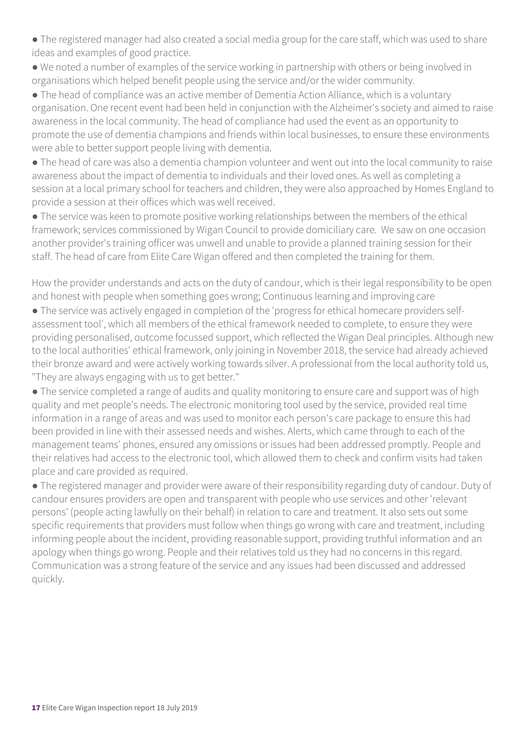- The registered manager had also created a social media group for the care staff, which was used to share ideas and examples of good practice.
- We noted a number of examples of the service working in partnership with others or being involved in organisations which helped benefit people using the service and/or the wider community.
- The head of compliance was an active member of Dementia Action Alliance, which is a voluntary organisation. One recent event had been held in conjunction with the Alzheimer's society and aimed to raise awareness in the local community. The head of compliance had used the event as an opportunity to promote the use of dementia champions and friends within local businesses, to ensure these environments were able to better support people living with dementia.
- The head of care was also a dementia champion volunteer and went out into the local community to raise awareness about the impact of dementia to individuals and their loved ones. As well as completing a session at a local primary school for teachers and children, they were also approached by Homes England to provide a session at their offices which was well received.
- The service was keen to promote positive working relationships between the members of the ethical framework; services commissioned by Wigan Council to provide domiciliary care. We saw on one occasion another provider's training officer was unwell and unable to provide a planned training session for their staff. The head of care from Elite Care Wigan offered and then completed the training for them.

How the provider understands and acts on the duty of candour, which is their legal responsibility to be open and honest with people when something goes wrong; Continuous learning and improving care

- The service was actively engaged in completion of the 'progress for ethical homecare providers self-assessment tool', which all members of the ethical framework needed to complete, to ensure they were providing personalised, outcome focussed support, which reflected the Wigan Deal principles. Although new to the local authorities' ethical framework, only joining in November 2018, the service had already achieved their bronze award and were actively working towards silver. A professional from the local authority told us, "They are always engaging with us to get better."
- The service completed a range of audits and quality monitoring to ensure care and support was of high quality and met people's needs. The electronic monitoring tool used by the service, provided real time information in a range of areas and was used to monitor each person's care package to ensure this had been provided in line with their assessed needs and wishes. Alerts, which came through to each of the management teams' phones, ensured any omissions or issues had been addressed promptly. People and their relatives had access to the electronic tool, which allowed them to check and confirm visits had taken place and care provided as required.
- The registered manager and provider were aware of their responsibility regarding duty of candour. Duty of candour ensures providers are open and transparent with people who use services and other 'relevant persons' (people acting lawfully on their behalf) in relation to care and treatment. It also sets out some specific requirements that providers must follow when things go wrong with care and treatment, including informing people about the incident, providing reasonable support, providing truthful information and an apology when things go wrong. People and their relatives told us they had no concerns in this regard. Communication was a strong feature of the service and any issues had been discussed and addressed quickly.